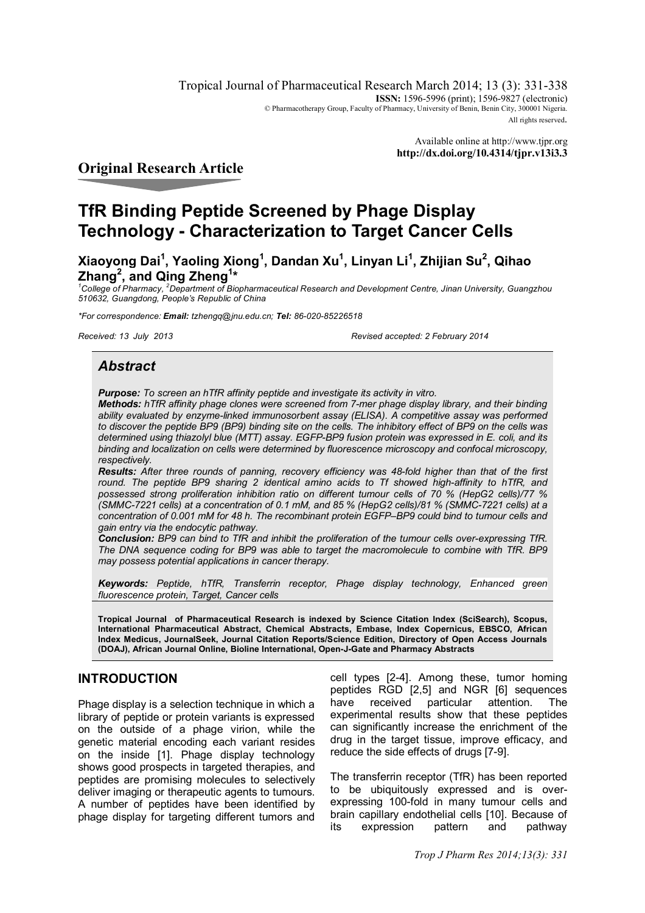Tropical Journal of Pharmaceutical Research March 2014; 13 (3): 331-338
**ISSN:** 1596-5996 (print); 1596-9827 (electronic)
© Pharmacotherapy Group, Faculty of Pharmacy, University of Benin, Benin City, 300001 Nigeria.
All rights reserved.

Available online at http://www.tjpr.org
**http://dx.doi.org/10.4314/tjpr.v13i3.3**

## Original Research Article

# TfR Binding Peptide Screened by Phage Display Technology - Characterization to Target Cancer Cells

**Xiaoyong Dai[1], Yaoling Xiong[1], Dandan Xu[1], Linyan Li[1], Zhijian Su[2], Qihao Zhang[2], and Qing Zheng[1]\***

*[1]College of Pharmacy, [2]Department of Biopharmaceutical Research and Development Centre, Jinan University, Guangzhou 510632, Guangdong, People's Republic of China*

*\*For correspondence: **Email:** tzhengq@jnu.edu.cn; **Tel:** 86-020-85226518*

*Received: 13 July 2013* *Revised accepted: 2 February 2014*

## *Abstract*

***Purpose:*** *To screen an hTfR affinity peptide and investigate its activity in vitro.*

***Methods:*** *hTfR affinity phage clones were screened from 7-mer phage display library, and their binding ability evaluated by enzyme-linked immunosorbent assay (ELISA). A competitive assay was performed to discover the peptide BP9 (BP9) binding site on the cells. The inhibitory effect of BP9 on the cells was determined using thiazolyl blue (MTT) assay. EGFP-BP9 fusion protein was expressed in E. coli, and its binding and localization on cells were determined by fluorescence microscopy and confocal microscopy, respectively.*

***Results:*** *After three rounds of panning, recovery efficiency was 48-fold higher than that of the first round. The peptide BP9 sharing 2 identical amino acids to Tf showed high-affinity to hTfR, and possessed strong proliferation inhibition ratio on different tumour cells of 70 % (HepG2 cells)/77 % (SMMC-7221 cells) at a concentration of 0.1 mM, and 85 % (HepG2 cells)/81 % (SMMC-7221 cells) at a concentration of 0.001 mM for 48 h. The recombinant protein EGFP–BP9 could bind to tumour cells and gain entry via the endocytic pathway.*

***Conclusion:*** *BP9 can bind to TfR and inhibit the proliferation of the tumour cells over-expressing TfR. The DNA sequence coding for BP9 was able to target the macromolecule to combine with TfR. BP9 may possess potential applications in cancer therapy.*

***Keywords:*** *Peptide, hTfR, Transferrin receptor, Phage display technology, Enhanced green fluorescence protein, Target, Cancer cells*

**Tropical Journal of Pharmaceutical Research is indexed by Science Citation Index (SciSearch), Scopus, International Pharmaceutical Abstract, Chemical Abstracts, Embase, Index Copernicus, EBSCO, African Index Medicus, JournalSeek, Journal Citation Reports/Science Edition, Directory of Open Access Journals (DOAJ), African Journal Online, Bioline International, Open-J-Gate and Pharmacy Abstracts**

## INTRODUCTION

Phage display is a selection technique in which a library of peptide or protein variants is expressed on the outside of a phage virion, while the genetic material encoding each variant resides on the inside [1]. Phage display technology shows good prospects in targeted therapies, and peptides are promising molecules to selectively deliver imaging or therapeutic agents to tumours. A number of peptides have been identified by phage display for targeting different tumors and cell types [2-4]. Among these, tumor homing peptides RGD [2,5] and NGR [6] sequences have received particular attention. The experimental results show that these peptides can significantly increase the enrichment of the drug in the target tissue, improve efficacy, and reduce the side effects of drugs [7-9].

The transferrin receptor (TfR) has been reported to be ubiquitously expressed and is over-expressing 100-fold in many tumour cells and brain capillary endothelial cells [10]. Because of its expression pattern and pathway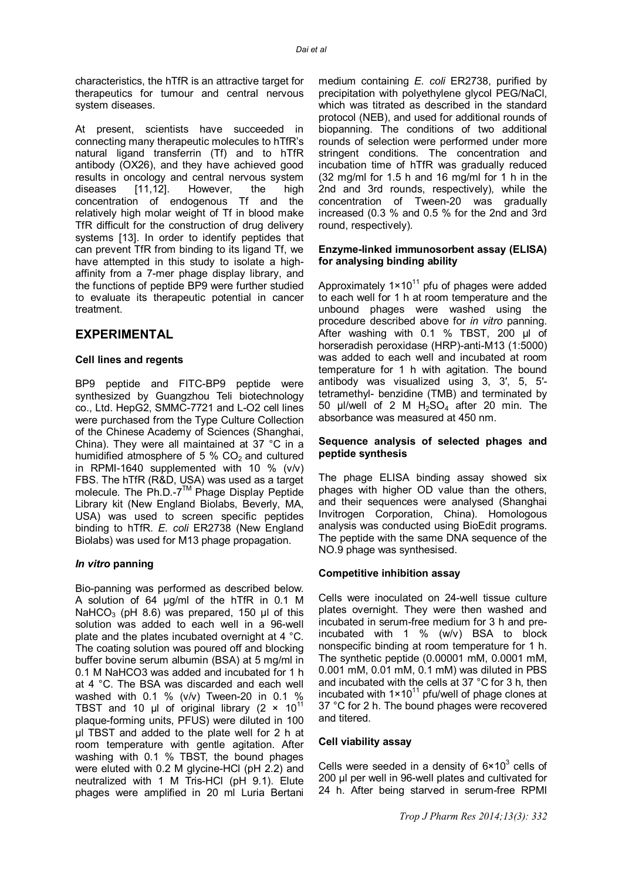characteristics, the hTfR is an attractive target for therapeutics for tumour and central nervous system diseases.

At present, scientists have succeeded in connecting many therapeutic molecules to hTfR's natural ligand transferrin (Tf) and to hTfR antibody (OX26), and they have achieved good results in oncology and central nervous system diseases [11,12]. However, the high concentration of endogenous Tf and the relatively high molar weight of Tf in blood make TfR difficult for the construction of drug delivery systems [13]. In order to identify peptides that can prevent TfR from binding to its ligand Tf, we have attempted in this study to isolate a high-affinity from a 7-mer phage display library, and the functions of peptide BP9 were further studied to evaluate its therapeutic potential in cancer treatment.

## EXPERIMENTAL

### Cell lines and regents

BP9 peptide and FITC-BP9 peptide were synthesized by Guangzhou Teli biotechnology co., Ltd. HepG2, SMMC-7721 and L-O2 cell lines were purchased from the Type Culture Collection of the Chinese Academy of Sciences (Shanghai, China). They were all maintained at 37 °C in a humidified atmosphere of 5 % $CO_2$ and cultured in RPMI-1640 supplemented with 10 % (v/v) FBS. The hTfR (R&D, USA) was used as a target molecule. The Ph.D.-7™ Phage Display Peptide Library kit (New England Biolabs, Beverly, MA, USA) was used to screen specific peptides binding to hTfR. *E. coli* ER2738 (New England Biolabs) was used for M13 phage propagation.

### *In vitro* panning

Bio-panning was performed as described below. A solution of 64 µg/ml of the hTfR in 0.1 M $NaHCO_3$ (pH 8.6) was prepared, 150 µl of this solution was added to each well in a 96-well plate and the plates incubated overnight at 4 °C. The coating solution was poured off and blocking buffer bovine serum albumin (BSA) at 5 mg/ml in 0.1 M NaHCO3 was added and incubated for 1 h at 4 °C. The BSA was discarded and each well washed with 0.1 % (v/v) Tween-20 in 0.1 % TBST and 10 µl of original library ($2 \times 10^{11}$ plaque-forming units, PFUS) were diluted in 100 µl TBST and added to the plate well for 2 h at room temperature with gentle agitation. After washing with 0.1 % TBST, the bound phages were eluted with 0.2 M glycine-HCl (pH 2.2) and neutralized with 1 M Tris-HCl (pH 9.1). Elute phages were amplified in 20 ml Luria Bertani medium containing *E. coli* ER2738, purified by precipitation with polyethylene glycol PEG/NaCl, which was titrated as described in the standard protocol (NEB), and used for additional rounds of biopanning. The conditions of two additional rounds of selection were performed under more stringent conditions. The concentration and incubation time of hTfR was gradually reduced (32 mg/ml for 1.5 h and 16 mg/ml for 1 h in the 2nd and 3rd rounds, respectively), while the concentration of Tween-20 was gradually increased (0.3 % and 0.5 % for the 2nd and 3rd round, respectively).

### Enzyme-linked immunosorbent assay (ELISA) for analysing binding ability

Approximately $1 \times 10^{11}$ pfu of phages were added to each well for 1 h at room temperature and the unbound phages were washed using the procedure described above for *in vitro* panning. After washing with 0.1 % TBST, 200 µl of horseradish peroxidase (HRP)-anti-M13 (1:5000) was added to each well and incubated at room temperature for 1 h with agitation. The bound antibody was visualized using 3, 3′, 5, 5′-tetramethyl- benzidine (TMB) and terminated by 50 µl/well of 2 M $H_2SO_4$ after 20 min. The absorbance was measured at 450 nm.

### Sequence analysis of selected phages and peptide synthesis

The phage ELISA binding assay showed six phages with higher OD value than the others, and their sequences were analysed (Shanghai Invitrogen Corporation, China). Homologous analysis was conducted using BioEdit programs. The peptide with the same DNA sequence of the NO.9 phage was synthesised.

### Competitive inhibition assay

Cells were inoculated on 24-well tissue culture plates overnight. They were then washed and incubated in serum-free medium for 3 h and pre-incubated with 1 % (w/v) BSA to block nonspecific binding at room temperature for 1 h. The synthetic peptide (0.00001 mM, 0.0001 mM, 0.001 mM, 0.01 mM, 0.1 mM) was diluted in PBS and incubated with the cells at 37 °C for 3 h, then incubated with $1 \times 10^{11}$ pfu/well of phage clones at 37 °C for 2 h. The bound phages were recovered and titered.

### Cell viability assay

Cells were seeded in a density of $6 \times 10^3$ cells of 200 µl per well in 96-well plates and cultivated for 24 h. After being starved in serum-free RPMI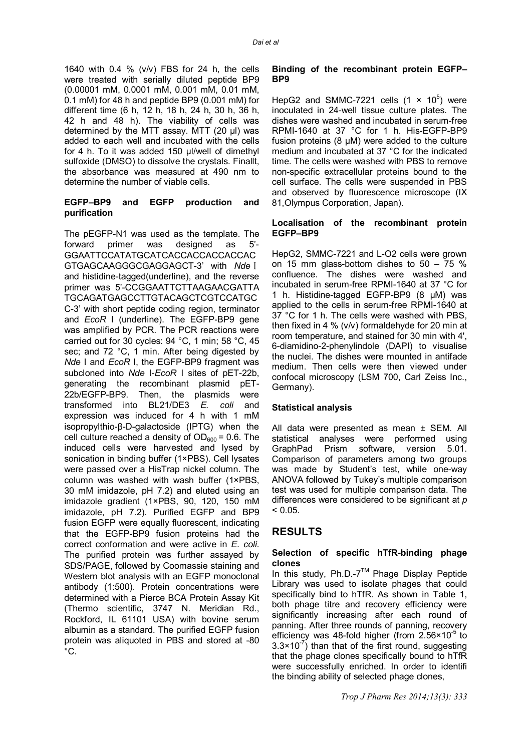1640 with 0.4 % (v/v) FBS for 24 h, the cells were treated with serially diluted peptide BP9 (0.00001 mM, 0.0001 mM, 0.001 mM, 0.01 mM, 0.1 mM) for 48 h and peptide BP9 (0.001 mM) for different time (6 h, 12 h, 18 h, 24 h, 30 h, 36 h, 42 h and 48 h). The viability of cells was determined by the MTT assay. MTT (20 µl) was added to each well and incubated with the cells for 4 h. To it was added 150 µl/well of dimethyl sulfoxide (DMSO) to dissolve the crystals. Finallt, the absorbance was measured at 490 nm to determine the number of viable cells.

### EGFP–BP9 and EGFP production and purification

The pEGFP-N1 was used as the template. The forward primer was designed as 5'-GGAATTCCATATGCATCACCACCACCACCAC GTGAGCAAGGGCGAGGAGCT-3' with *Nde* I and histidine-tagged(underline), and the reverse primer was 5'-CCGGAATTCTTAAGAACGATTA TGCAGATGAGCCTTGTACAGCTCGTCCATGC C-3' with short peptide coding region, terminator and *EcoR* I (underline). The EGFP-BP9 gene was amplified by PCR. The PCR reactions were carried out for 30 cycles: 94 °C, 1 min; 58 °C, 45 sec; and 72 °C, 1 min. After being digested by *Nde* I and *EcoR* I, the EGFP-BP9 fragment was subcloned into *Nde* I-*EcoR* I sites of pET-22b, generating the recombinant plasmid pET-22b/EGFP-BP9. Then, the plasmids were transformed into BL21/DE3 *E. coli* and expression was induced for 4 h with 1 mM isopropylthio-β-D-galactoside (IPTG) when the cell culture reached a density of $OD_{600}$ = 0.6. The induced cells were harvested and lysed by sonication in binding buffer (1×PBS). Cell lysates were passed over a HisTrap nickel column. The column was washed with wash buffer (1×PBS, 30 mM imidazole, pH 7.2) and eluted using an imidazole gradient (1×PBS, 90, 120, 150 mM imidazole, pH 7.2). Purified EGFP and BP9 fusion EGFP were equally fluorescent, indicating that the EGFP-BP9 fusion proteins had the correct conformation and were active in *E. coli*. The purified protein was further assayed by SDS/PAGE, followed by Coomassie staining and Western blot analysis with an EGFP monoclonal antibody (1:500). Protein concentrations were determined with a Pierce BCA Protein Assay Kit (Thermo scientific, 3747 N. Meridian Rd., Rockford, IL 61101 USA) with bovine serum albumin as a standard. The purified EGFP fusion protein was aliquoted in PBS and stored at -80 °C.

### Binding of the recombinant protein EGFP–BP9

HepG2 and SMMC-7221 cells ($1 \times 10^5$) were inoculated in 24-well tissue culture plates. The dishes were washed and incubated in serum-free RPMI-1640 at 37 °C for 1 h. His-EGFP-BP9 fusion proteins (8 µM) were added to the culture medium and incubated at 37 °C for the indicated time. The cells were washed with PBS to remove non-specific extracellular proteins bound to the cell surface. The cells were suspended in PBS and observed by fluorescence microscope (IX 81,Olympus Corporation, Japan).

### Localisation of the recombinant protein EGFP–BP9

HepG2, SMMC-7221 and L-O2 cells were grown on 15 mm glass-bottom dishes to 50 – 75 % confluence. The dishes were washed and incubated in serum-free RPMI-1640 at 37 °C for 1 h. Histidine-tagged EGFP-BP9 (8 µM) was applied to the cells in serum-free RPMI-1640 at 37 °C for 1 h. The cells were washed with PBS, then fixed in 4 % (v/v) formaldehyde for 20 min at room temperature, and stained for 30 min with 4', 6-diamidino-2-phenylindole (DAPI) to visualise the nuclei. The dishes were mounted in antifade medium. Then cells were then viewed under confocal microscopy (LSM 700, Carl Zeiss Inc., Germany).

### Statistical analysis

All data were presented as mean ± SEM. All statistical analyses were performed using GraphPad Prism software, version 5.01. Comparison of parameters among two groups was made by Student's test, while one-way ANOVA followed by Tukey's multiple comparison test was used for multiple comparison data. The differences were considered to be significant at $p < 0.05$.

## RESULTS

### Selection of specific hTfR-binding phage clones

In this study, Ph.D.-7™ Phage Display Peptide Library was used to isolate phages that could specifically bind to hTfR. As shown in Table 1, both phage titre and recovery efficiency were significantly increasing after each round of panning. After three rounds of panning, recovery efficiency was 48-fold higher (from $2.56 \times 10^{-5}$ to $3.3 \times 10^{-7}$) than that of the first round, suggesting that the phage clones specifically bound to hTfR were successfully enriched. In order to identifi the binding ability of selected phage clones,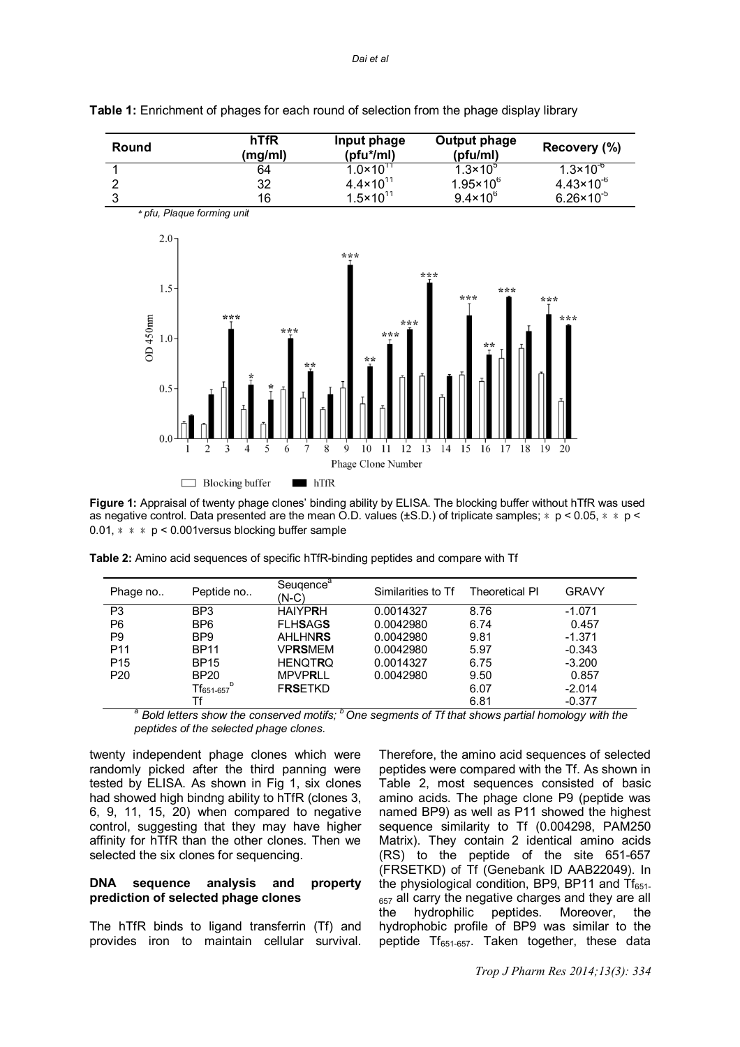**Table 1:** Enrichment of phages for each round of selection from the phage display library

| Round | hTfR (mg/ml) | Input phage (pfu*/ml) | Output phage (pfu/ml) | Recovery (%) |
|---|---|---|---|---|
| 1 | 64 | $1.0\times10^{11}$ | $1.3\times10^{5}$ | $1.3\times10^{-6}$ |
| 2 | 32 | $4.4\times10^{11}$ | $1.95\times10^{6}$ | $4.43\times10^{-6}$ |
| 3 | 16 | $1.5\times10^{11}$ | $9.4\times10^{6}$ | $6.26\times10^{-5}$ |

*\* pfu, Plaque forming unit*

**Figure 1:** Appraisal of twenty phage clones' binding ability by ELISA. The blocking buffer without hTfR was used as negative control. Data presented are the mean O.D. values (±S.D.) of triplicate samples; \* $p < 0.05$, \*\* $p < 0.01$, \*\*\* $p < 0.001$versus blocking buffer sample

**Table 2:** Amino acid sequences of specific hTfR-binding peptides and compare with Tf

| Phage no.. | Peptide no.. | Seuqence[a] (N-C) | Similarities to Tf | Theoretical PI | GRAVY |
|---|---|---|---|---|---|
| P3 | BP3 | HAIYP**R**H | 0.0014327 | 8.76 | -1.071 |
| P6 | BP6 | FLH**S**AG**S** | 0.0042980 | 6.74 | 0.457 |
| P9 | BP9 | AHLHN**RS** | 0.0042980 | 9.81 | -1.371 |
| P11 | BP11 | VP**RS**MEM | 0.0042980 | 5.97 | -0.343 |
| P15 | BP15 | HENQT**R**Q | 0.0014327 | 6.75 | -3.200 |
| P20 | BP20 | MPVP**R**LL | 0.0042980 | 9.50 | 0.857 |
| | $Tf_{651\text{-}657}$[b] | F**RS**ETKD | | 6.07 | -2.014 |
| | Tf | | | 6.81 | -0.377 |

*[a] Bold letters show the conserved motifs; [b] One segments of Tf that shows partial homology with the peptides of the selected phage clones.*

twenty independent phage clones which were randomly picked after the third panning were tested by ELISA. As shown in Fig 1, six clones had showed high bindng ability to hTfR (clones 3, 6, 9, 11, 15, 20) when compared to negative control, suggesting that they may have higher affinity for hTfR than the other clones. Then we selected the six clones for sequencing.

### DNA sequence analysis and property prediction of selected phage clones

The hTfR binds to ligand transferrin (Tf) and provides iron to maintain cellular survival. Therefore, the amino acid sequences of selected peptides were compared with the Tf. As shown in Table 2, most sequences consisted of basic amino acids. The phage clone P9 (peptide was named BP9) as well as P11 showed the highest sequence similarity to Tf (0.004298, PAM250 Matrix). They contain 2 identical amino acids (RS) to the peptide of the site 651-657 (FRSETKD) of Tf (Genebank ID AAB22049). In the physiological condition, BP9, BP11 and $Tf_{651\text{-}657}$ all carry the negative charges and they are all the hydrophilic peptides. Moreover, the hydrophobic profile of BP9 was similar to the peptide $Tf_{651\text{-}657}$. Taken together, these data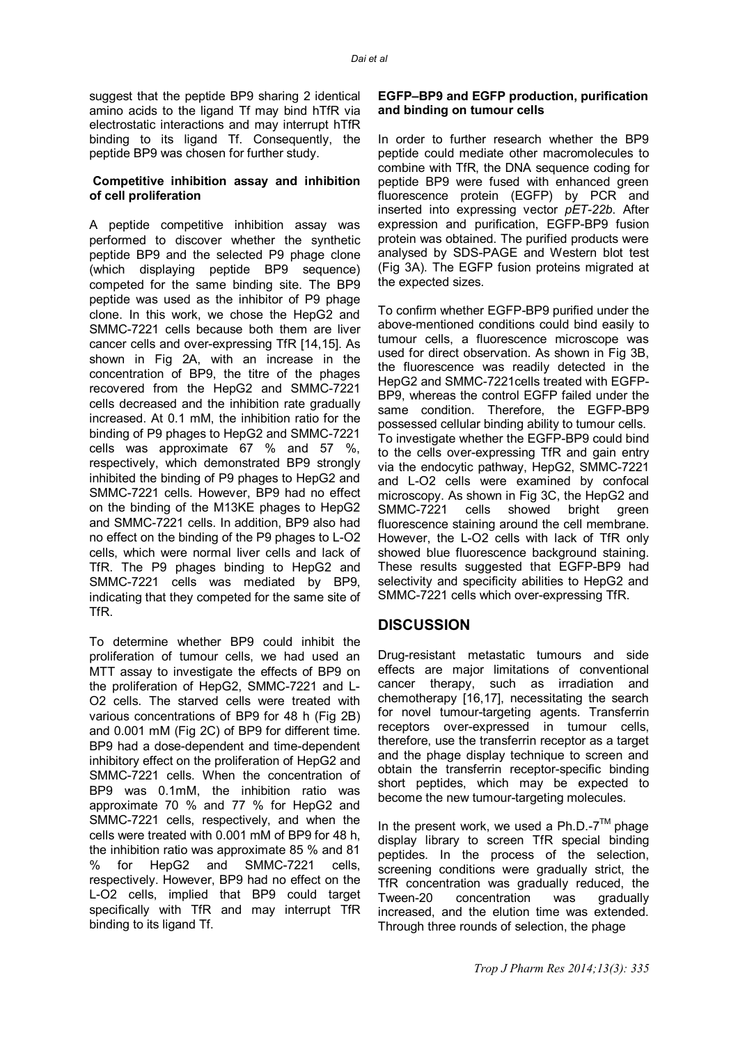suggest that the peptide BP9 sharing 2 identical amino acids to the ligand Tf may bind hTfR via electrostatic interactions and may interrupt hTfR binding to its ligand Tf. Consequently, the peptide BP9 was chosen for further study.

**Competitive inhibition assay and inhibition of cell proliferation**

A peptide competitive inhibition assay was performed to discover whether the synthetic peptide BP9 and the selected P9 phage clone (which displaying peptide BP9 sequence) competed for the same binding site. The BP9 peptide was used as the inhibitor of P9 phage clone. In this work, we chose the HepG2 and SMMC-7221 cells because both them are liver cancer cells and over-expressing TfR [14,15]. As shown in Fig 2A, with an increase in the concentration of BP9, the titre of the phages recovered from the HepG2 and SMMC-7221 cells decreased and the inhibition rate gradually increased. At 0.1 mM, the inhibition ratio for the binding of P9 phages to HepG2 and SMMC-7221 cells was approximate 67 % and 57 %, respectively, which demonstrated BP9 strongly inhibited the binding of P9 phages to HepG2 and SMMC-7221 cells. However, BP9 had no effect on the binding of the M13KE phages to HepG2 and SMMC-7221 cells. In addition, BP9 also had no effect on the binding of the P9 phages to L-O2 cells, which were normal liver cells and lack of TfR. The P9 phages binding to HepG2 and SMMC-7221 cells was mediated by BP9, indicating that they competed for the same site of TfR.

To determine whether BP9 could inhibit the proliferation of tumour cells, we had used an MTT assay to investigate the effects of BP9 on the proliferation of HepG2, SMMC-7221 and L-O2 cells. The starved cells were treated with various concentrations of BP9 for 48 h (Fig 2B) and 0.001 mM (Fig 2C) of BP9 for different time. BP9 had a dose-dependent and time-dependent inhibitory effect on the proliferation of HepG2 and SMMC-7221 cells. When the concentration of BP9 was 0.1mM, the inhibition ratio was approximate 70 % and 77 % for HepG2 and SMMC-7221 cells, respectively, and when the cells were treated with 0.001 mM of BP9 for 48 h, the inhibition ratio was approximate 85 % and 81 % for HepG2 and SMMC-7221 cells, respectively. However, BP9 had no effect on the L-O2 cells, implied that BP9 could target specifically with TfR and may interrupt TfR binding to its ligand Tf.

**EGFP–BP9 and EGFP production, purification and binding on tumour cells**

In order to further research whether the BP9 peptide could mediate other macromolecules to combine with TfR, the DNA sequence coding for peptide BP9 were fused with enhanced green fluorescence protein (EGFP) by PCR and inserted into expressing vector *pET-22b*. After expression and purification, EGFP-BP9 fusion protein was obtained. The purified products were analysed by SDS-PAGE and Western blot test (Fig 3A). The EGFP fusion proteins migrated at the expected sizes.

To confirm whether EGFP-BP9 purified under the above-mentioned conditions could bind easily to tumour cells, a fluorescence microscope was used for direct observation. As shown in Fig 3B, the fluorescence was readily detected in the HepG2 and SMMC-7221cells treated with EGFP-BP9, whereas the control EGFP failed under the same condition. Therefore, the EGFP-BP9 possessed cellular binding ability to tumour cells. To investigate whether the EGFP-BP9 could bind to the cells over-expressing TfR and gain entry via the endocytic pathway, HepG2, SMMC-7221 and L-O2 cells were examined by confocal microscopy. As shown in Fig 3C, the HepG2 and SMMC-7221 cells showed bright green fluorescence staining around the cell membrane. However, the L-O2 cells with lack of TfR only showed blue fluorescence background staining. These results suggested that EGFP-BP9 had selectivity and specificity abilities to HepG2 and SMMC-7221 cells which over-expressing TfR.

## DISCUSSION

Drug-resistant metastatic tumours and side effects are major limitations of conventional cancer therapy, such as irradiation and chemotherapy [16,17], necessitating the search for novel tumour-targeting agents. Transferrin receptors over-expressed in tumour cells, therefore, use the transferrin receptor as a target and the phage display technique to screen and obtain the transferrin receptor-specific binding short peptides, which may be expected to become the new tumour-targeting molecules.

In the present work, we used a Ph.D.-7™ phage display library to screen TfR special binding peptides. In the process of the selection, screening conditions were gradually strict, the TfR concentration was gradually reduced, the Tween-20 concentration was gradually increased, and the elution time was extended. Through three rounds of selection, the phage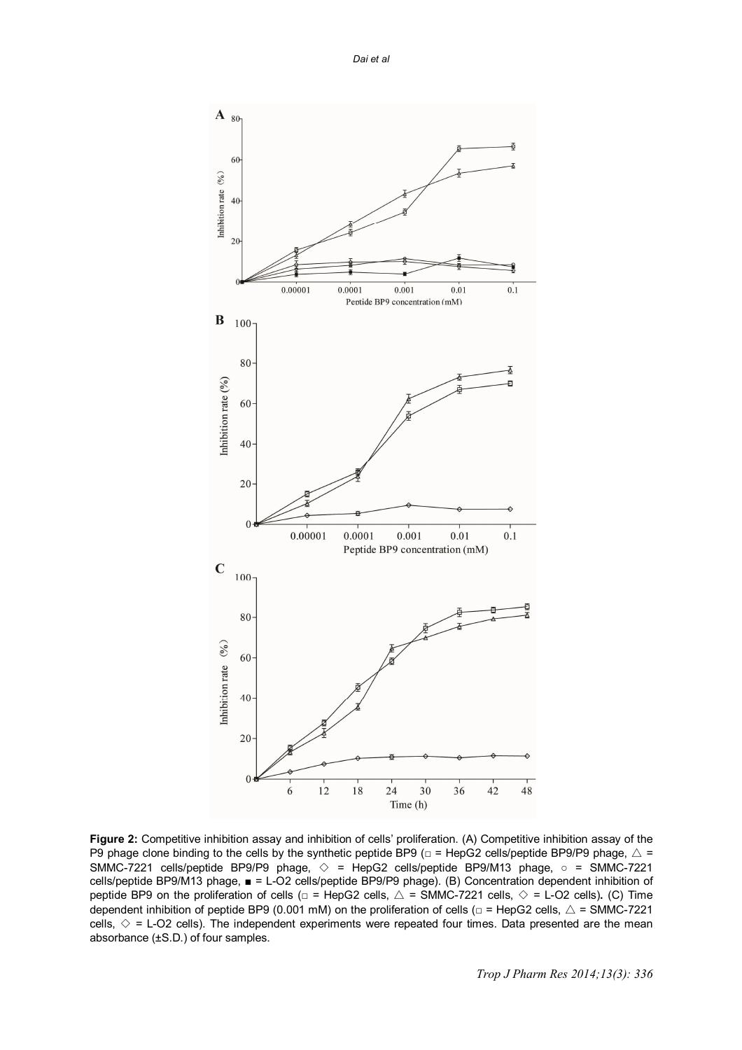**Figure 2:** Competitive inhibition assay and inhibition of cells' proliferation. (A) Competitive inhibition assay of the P9 phage clone binding to the cells by the synthetic peptide BP9 (□ = HepG2 cells/peptide BP9/P9 phage, △ = SMMC-7221 cells/peptide BP9/P9 phage, ◇ = HepG2 cells/peptide BP9/M13 phage, ○ = SMMC-7221 cells/peptide BP9/M13 phage, ■ = L-O2 cells/peptide BP9/P9 phage). (B) Concentration dependent inhibition of peptide BP9 on the proliferation of cells (□ = HepG2 cells, △ = SMMC-7221 cells, ◇ = L-O2 cells)**.** (C) Time dependent inhibition of peptide BP9 (0.001 mM) on the proliferation of cells (□ = HepG2 cells, △ = SMMC-7221 cells, ◇ = L-O2 cells). The independent experiments were repeated four times. Data presented are the mean absorbance (±S.D.) of four samples.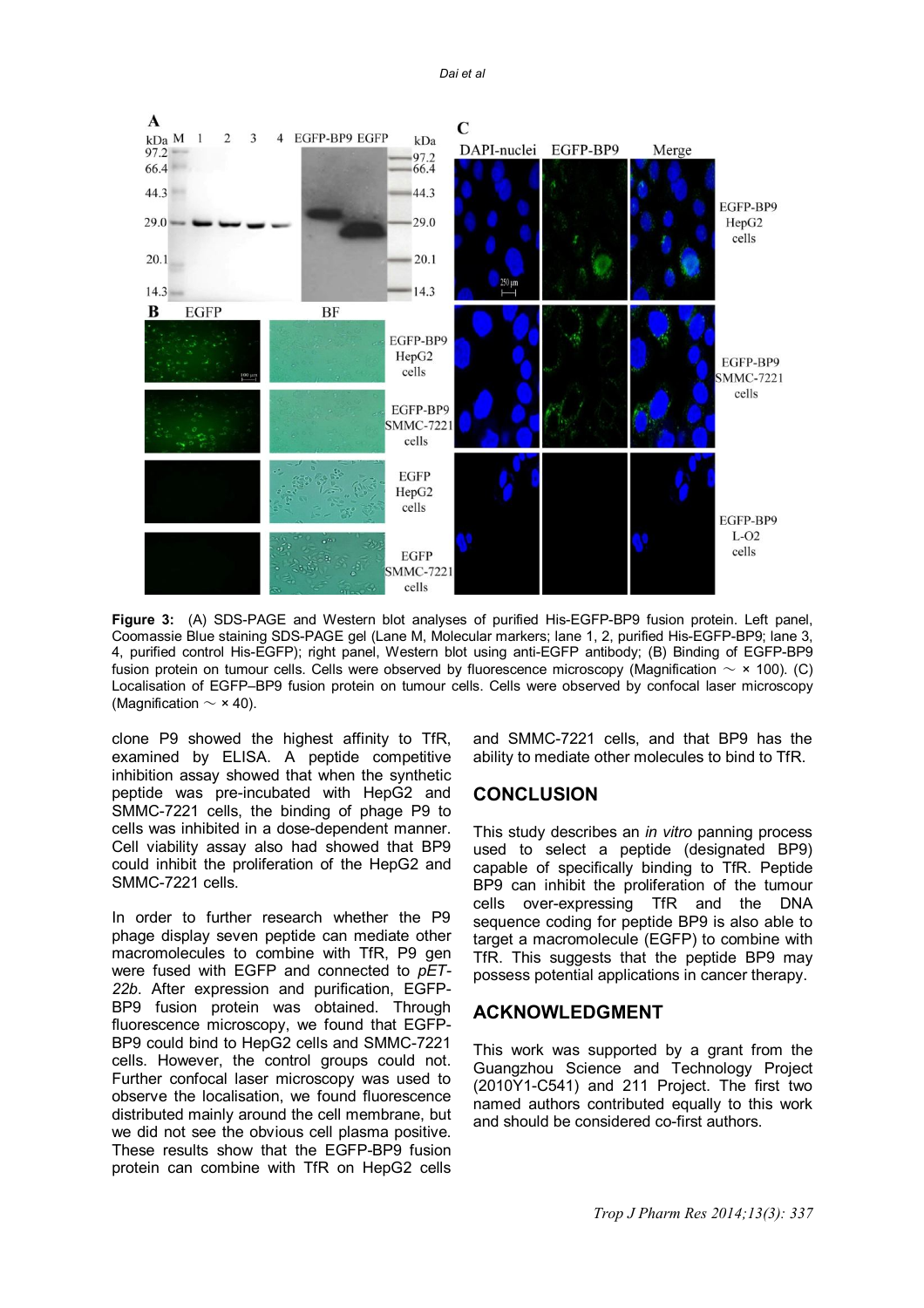**Figure 3:** (A) SDS-PAGE and Western blot analyses of purified His-EGFP-BP9 fusion protein. Left panel, Coomassie Blue staining SDS-PAGE gel (Lane M, Molecular markers; lane 1, 2, purified His-EGFP-BP9; lane 3, 4, purified control His-EGFP); right panel, Western blot using anti-EGFP antibody; (B) Binding of EGFP-BP9 fusion protein on tumour cells. Cells were observed by fluorescence microscopy (Magnification ~ × 100). (C) Localisation of EGFP–BP9 fusion protein on tumour cells. Cells were observed by confocal laser microscopy (Magnification ~ × 40).

clone P9 showed the highest affinity to TfR, examined by ELISA. A peptide competitive inhibition assay showed that when the synthetic peptide was pre-incubated with HepG2 and SMMC-7221 cells, the binding of phage P9 to cells was inhibited in a dose-dependent manner. Cell viability assay also had showed that BP9 could inhibit the proliferation of the HepG2 and SMMC-7221 cells.

In order to further research whether the P9 phage display seven peptide can mediate other macromolecules to combine with TfR, P9 gen were fused with EGFP and connected to *pET-22b*. After expression and purification, EGFP-BP9 fusion protein was obtained. Through fluorescence microscopy, we found that EGFP-BP9 could bind to HepG2 cells and SMMC-7221 cells. However, the control groups could not. Further confocal laser microscopy was used to observe the localisation, we found fluorescence distributed mainly around the cell membrane, but we did not see the obvious cell plasma positive. These results show that the EGFP-BP9 fusion protein can combine with TfR on HepG2 cells and SMMC-7221 cells, and that BP9 has the ability to mediate other molecules to bind to TfR.

## CONCLUSION

This study describes an *in vitro* panning process used to select a peptide (designated BP9) capable of specifically binding to TfR. Peptide BP9 can inhibit the proliferation of the tumour cells over-expressing TfR and the DNA sequence coding for peptide BP9 is also able to target a macromolecule (EGFP) to combine with TfR. This suggests that the peptide BP9 may possess potential applications in cancer therapy.

## ACKNOWLEDGMENT

This work was supported by a grant from the Guangzhou Science and Technology Project (2010Y1-C541) and 211 Project. The first two named authors contributed equally to this work and should be considered co-first authors.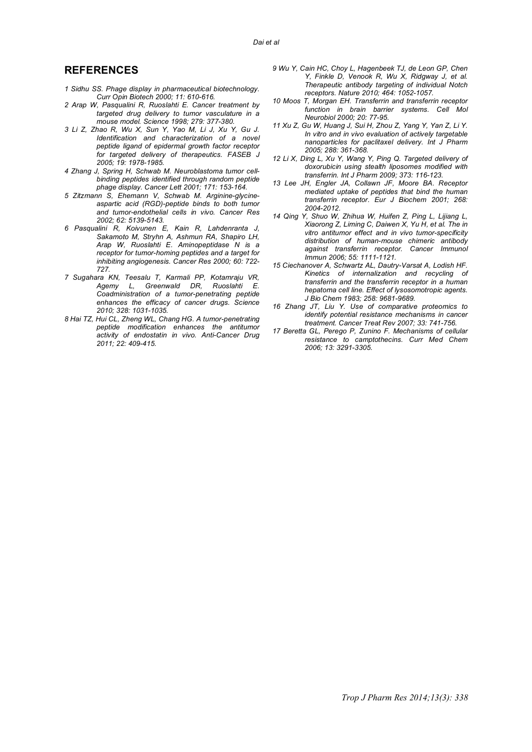## REFERENCES

1 Sidhu SS. Phage display in pharmaceutical biotechnology. Curr Opin Biotech 2000; 11: 610-616.

2 Arap W, Pasqualini R, Ruoslahti E. Cancer treatment by targeted drug delivery to tumor vasculature in a mouse model. Science 1998; 279: 377-380.

3 Li Z, Zhao R, Wu X, Sun Y, Yao M, Li J, Xu Y, Gu J. Identification and characterization of a novel peptide ligand of epidermal growth factor receptor for targeted delivery of therapeutics. FASEB J 2005; 19: 1978-1985.

4 Zhang J, Spring H, Schwab M. Neuroblastoma tumor cell-binding peptides identified through random peptide phage display. Cancer Lett 2001; 171: 153-164.

5 Zitzmann S, Ehemann V, Schwab M. Arginine-glycine-aspartic acid (RGD)-peptide binds to both tumor and tumor-endothelial cells in vivo. Cancer Res 2002; 62: 5139-5143.

6 Pasqualini R, Koivunen E, Kain R, Lahdenranta J, Sakamoto M, Stryhn A, Ashmun RA, Shapiro LH, Arap W, Ruoslahti E. Aminopeptidase N is a receptor for tumor-homing peptides and a target for inhibiting angiogenesis. Cancer Res 2000; 60: 722-727.

7 Sugahara KN, Teesalu T, Karmali PP, Kotamraju VR, Agemy L, Greenwald DR, Ruoslahti E. Coadministration of a tumor-penetrating peptide enhances the efficacy of cancer drugs. Science 2010; 328: 1031-1035.

8 Hai TZ, Hui CL, Zheng WL, Chang HG. A tumor-penetrating peptide modification enhances the antitumor activity of endostatin in vivo. Anti-Cancer Drug 2011; 22: 409-415.

9 Wu Y, Cain HC, Choy L, Hagenbeek TJ, de Leon GP, Chen Y, Finkle D, Venook R, Wu X, Ridgway J, et al. Therapeutic antibody targeting of individual Notch receptors. Nature 2010; 464: 1052-1057.

10 Moos T, Morgan EH. Transferrin and transferrin receptor function in brain barrier systems. Cell Mol Neurobiol 2000; 20: 77-95.

11 Xu Z, Gu W, Huang J, Sui H, Zhou Z, Yang Y, Yan Z, Li Y. In vitro and in vivo evaluation of actively targetable nanoparticles for paclitaxel delivery. Int J Pharm 2005; 288: 361-368.

12 Li X, Ding L, Xu Y, Wang Y, Ping Q. Targeted delivery of doxorubicin using stealth liposomes modified with transferrin. Int J Pharm 2009; 373: 116-123.

13 Lee JH, Engler JA, Collawn JF, Moore BA. Receptor mediated uptake of peptides that bind the human transferrin receptor. Eur J Biochem 2001; 268: 2004-2012.

14 Qing Y, Shuo W, Zhihua W, Huifen Z, Ping L, Lijiang L, Xiaorong Z, Liming C, Daiwen X, Yu H, et al. The in vitro antitumor effect and in vivo tumor-specificity distribution of human-mouse chimeric antibody against transferrin receptor. Cancer Immunol Immun 2006; 55: 1111-1121.

15 Ciechanover A, Schwartz AL, Dautry-Varsat A, Lodish HF. Kinetics of internalization and recycling of transferrin and the transferrin receptor in a human hepatoma cell line. Effect of lysosomotropic agents. J Bio Chem 1983; 258: 9681-9689.

16 Zhang JT, Liu Y. Use of comparative proteomics to identify potential resistance mechanisms in cancer treatment. Cancer Treat Rev 2007; 33: 741-756.

17 Beretta GL, Perego P, Zunino F. Mechanisms of cellular resistance to camptothecins. Curr Med Chem 2006; 13: 3291-3305.